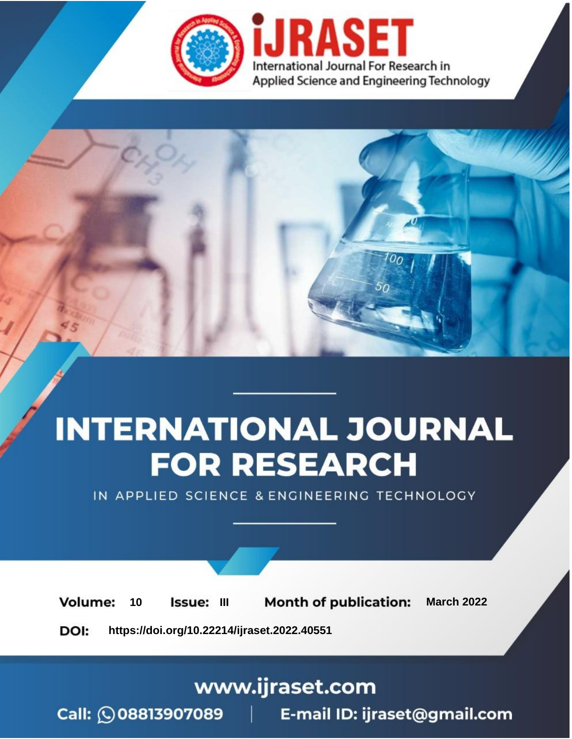# INTERNATIONAL JOURNAL FOR RESEARCH

IN APPLIED SCIENCE & ENGINEERING TECHNOLOGY

**Volume:** 10 **Issue:** III **Month of publication:** March 2022

**DOI:** https://doi.org/10.22214/ijraset.2022.40551

www.ijraset.com

Call: 08813907089 | E-mail ID: ijraset@gmail.com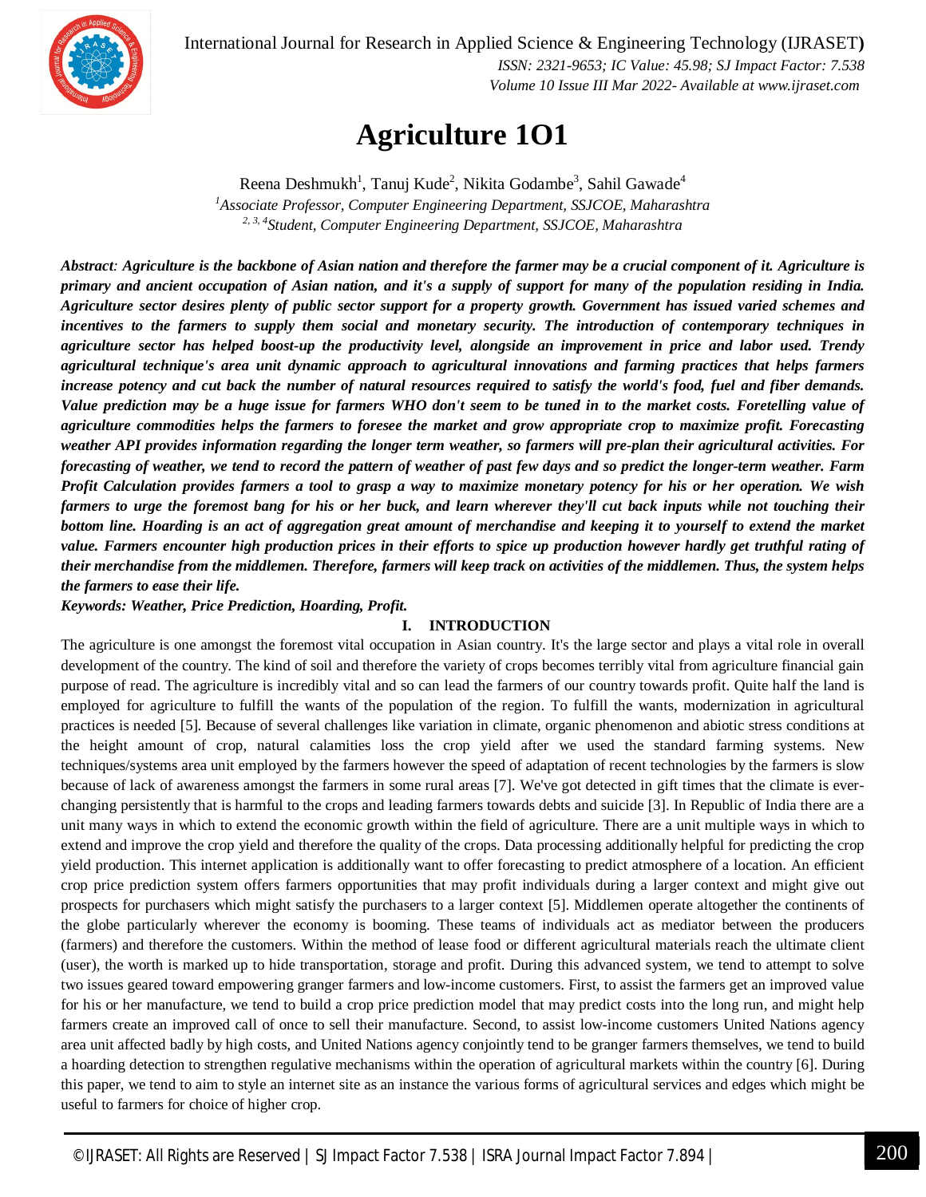# Agriculture 1O1

Reena Deshmukh[1], Tanuj Kude[2], Nikita Godambe[3], Sahil Gawade[4]

[1]*Associate Professor, Computer Engineering Department, SSJCOE, Maharashtra*

[2, 3, 4]*Student, Computer Engineering Department, SSJCOE, Maharashtra*

***Abstract**: Agriculture is the backbone of Asian nation and therefore the farmer may be a crucial component of it. Agriculture is primary and ancient occupation of Asian nation, and it's a supply of support for many of the population residing in India. Agriculture sector desires plenty of public sector support for a property growth. Government has issued varied schemes and incentives to the farmers to supply them social and monetary security. The introduction of contemporary techniques in agriculture sector has helped boost-up the productivity level, alongside an improvement in price and labor used. Trendy agricultural technique's area unit dynamic approach to agricultural innovations and farming practices that helps farmers increase potency and cut back the number of natural resources required to satisfy the world's food, fuel and fiber demands. Value prediction may be a huge issue for farmers WHO don't seem to be tuned in to the market costs. Foretelling value of agriculture commodities helps the farmers to foresee the market and grow appropriate crop to maximize profit. Forecasting weather API provides information regarding the longer term weather, so farmers will pre-plan their agricultural activities. For forecasting of weather, we tend to record the pattern of weather of past few days and so predict the longer-term weather. Farm Profit Calculation provides farmers a tool to grasp a way to maximize monetary potency for his or her operation. We wish farmers to urge the foremost bang for his or her buck, and learn wherever they'll cut back inputs while not touching their bottom line. Hoarding is an act of aggregation great amount of merchandise and keeping it to yourself to extend the market value. Farmers encounter high production prices in their efforts to spice up production however hardly get truthful rating of their merchandise from the middlemen. Therefore, farmers will keep track on activities of the middlemen. Thus, the system helps the farmers to ease their life.***

***Keywords: Weather, Price Prediction, Hoarding, Profit.***

## I. INTRODUCTION

The agriculture is one amongst the foremost vital occupation in Asian country. It's the large sector and plays a vital role in overall development of the country. The kind of soil and therefore the variety of crops becomes terribly vital from agriculture financial gain purpose of read. The agriculture is incredibly vital and so can lead the farmers of our country towards profit. Quite half the land is employed for agriculture to fulfill the wants of the population of the region. To fulfill the wants, modernization in agricultural practices is needed [5]. Because of several challenges like variation in climate, organic phenomenon and abiotic stress conditions at the height amount of crop, natural calamities loss the crop yield after we used the standard farming systems. New techniques/systems area unit employed by the farmers however the speed of adaptation of recent technologies by the farmers is slow because of lack of awareness amongst the farmers in some rural areas [7]. We've got detected in gift times that the climate is ever-changing persistently that is harmful to the crops and leading farmers towards debts and suicide [3]. In Republic of India there are a unit many ways in which to extend the economic growth within the field of agriculture. There are a unit multiple ways in which to extend and improve the crop yield and therefore the quality of the crops. Data processing additionally helpful for predicting the crop yield production. This internet application is additionally want to offer forecasting to predict atmosphere of a location. An efficient crop price prediction system offers farmers opportunities that may profit individuals during a larger context and might give out prospects for purchasers which might satisfy the purchasers to a larger context [5]. Middlemen operate altogether the continents of the globe particularly wherever the economy is booming. These teams of individuals act as mediator between the producers (farmers) and therefore the customers. Within the method of lease food or different agricultural materials reach the ultimate client (user), the worth is marked up to hide transportation, storage and profit. During this advanced system, we tend to attempt to solve two issues geared toward empowering granger farmers and low-income customers. First, to assist the farmers get an improved value for his or her manufacture, we tend to build a crop price prediction model that may predict costs into the long run, and might help farmers create an improved call of once to sell their manufacture. Second, to assist low-income customers United Nations agency area unit affected badly by high costs, and United Nations agency conjointly tend to be granger farmers themselves, we tend to build a hoarding detection to strengthen regulative mechanisms within the operation of agricultural markets within the country [6]. During this paper, we tend to aim to style an internet site as an instance the various forms of agricultural services and edges which might be useful to farmers for choice of higher crop.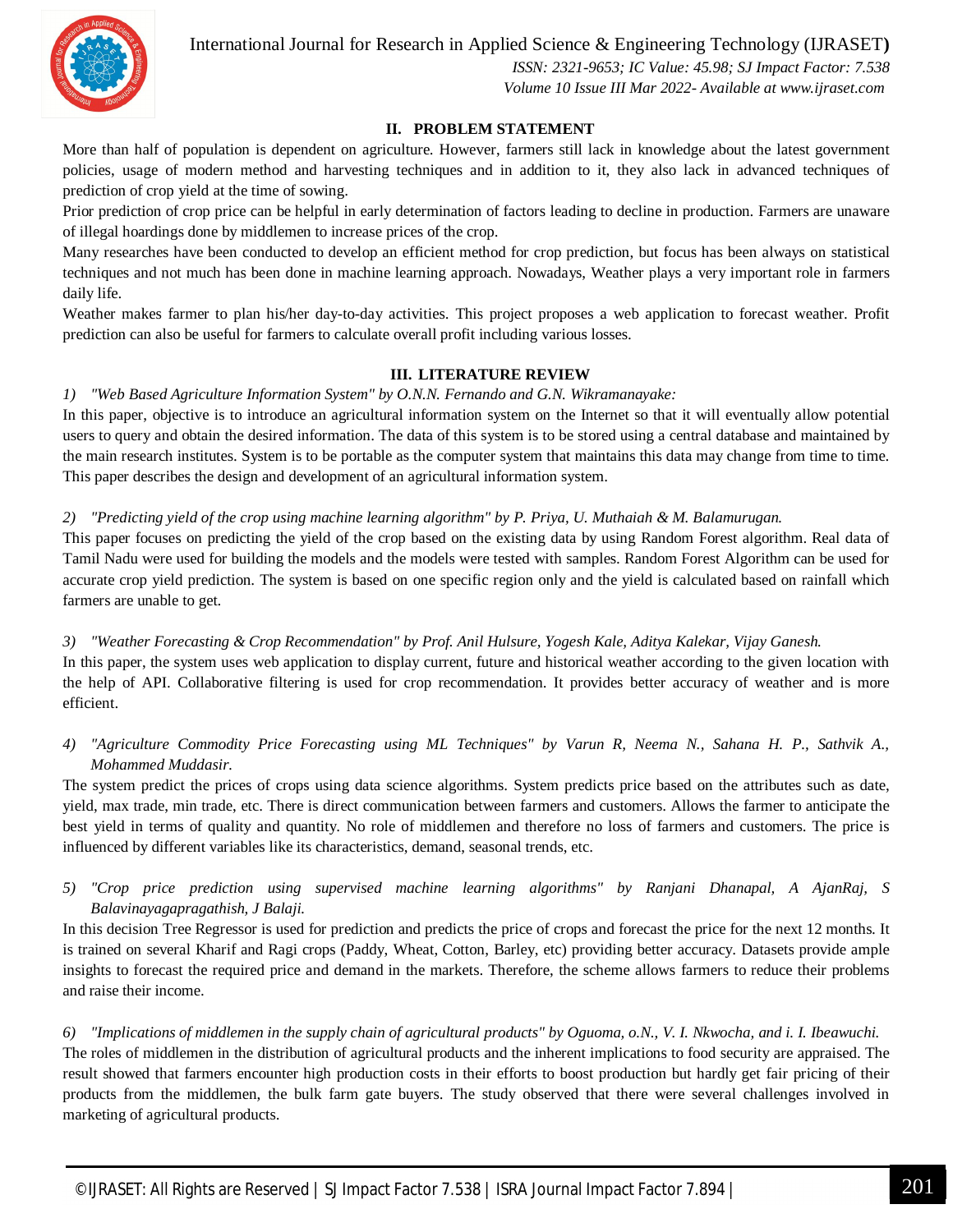## II. PROBLEM STATEMENT

More than half of population is dependent on agriculture. However, farmers still lack in knowledge about the latest government policies, usage of modern method and harvesting techniques and in addition to it, they also lack in advanced techniques of prediction of crop yield at the time of sowing.

Prior prediction of crop price can be helpful in early determination of factors leading to decline in production. Farmers are unaware of illegal hoardings done by middlemen to increase prices of the crop.

Many researches have been conducted to develop an efficient method for crop prediction, but focus has been always on statistical techniques and not much has been done in machine learning approach. Nowadays, Weather plays a very important role in farmers daily life.

Weather makes farmer to plan his/her day-to-day activities. This project proposes a web application to forecast weather. Profit prediction can also be useful for farmers to calculate overall profit including various losses.

## III. LITERATURE REVIEW

*1) "Web Based Agriculture Information System" by O.N.N. Fernando and G.N. Wikramanayake:*

In this paper, objective is to introduce an agricultural information system on the Internet so that it will eventually allow potential users to query and obtain the desired information. The data of this system is to be stored using a central database and maintained by the main research institutes. System is to be portable as the computer system that maintains this data may change from time to time. This paper describes the design and development of an agricultural information system.

*2) "Predicting yield of the crop using machine learning algorithm" by P. Priya, U. Muthaiah & M. Balamurugan.*

This paper focuses on predicting the yield of the crop based on the existing data by using Random Forest algorithm. Real data of Tamil Nadu were used for building the models and the models were tested with samples. Random Forest Algorithm can be used for accurate crop yield prediction. The system is based on one specific region only and the yield is calculated based on rainfall which farmers are unable to get.

*3) "Weather Forecasting & Crop Recommendation" by Prof. Anil Hulsure, Yogesh Kale, Aditya Kalekar, Vijay Ganesh.*

In this paper, the system uses web application to display current, future and historical weather according to the given location with the help of API. Collaborative filtering is used for crop recommendation. It provides better accuracy of weather and is more efficient.

*4) "Agriculture Commodity Price Forecasting using ML Techniques" by Varun R, Neema N., Sahana H. P., Sathvik A., Mohammed Muddasir.*

The system predict the prices of crops using data science algorithms. System predicts price based on the attributes such as date, yield, max trade, min trade, etc. There is direct communication between farmers and customers. Allows the farmer to anticipate the best yield in terms of quality and quantity. No role of middlemen and therefore no loss of farmers and customers. The price is influenced by different variables like its characteristics, demand, seasonal trends, etc.

*5) "Crop price prediction using supervised machine learning algorithms" by Ranjani Dhanapal, A AjanRaj, S Balavinayagapragathish, J Balaji.*

In this decision Tree Regressor is used for prediction and predicts the price of crops and forecast the price for the next 12 months. It is trained on several Kharif and Ragi crops (Paddy, Wheat, Cotton, Barley, etc) providing better accuracy. Datasets provide ample insights to forecast the required price and demand in the markets. Therefore, the scheme allows farmers to reduce their problems and raise their income.

*6) "Implications of middlemen in the supply chain of agricultural products" by Oguoma, o.N., V. I. Nkwocha, and i. I. Ibeawuchi.*

The roles of middlemen in the distribution of agricultural products and the inherent implications to food security are appraised. The result showed that farmers encounter high production costs in their efforts to boost production but hardly get fair pricing of their products from the middlemen, the bulk farm gate buyers. The study observed that there were several challenges involved in marketing of agricultural products.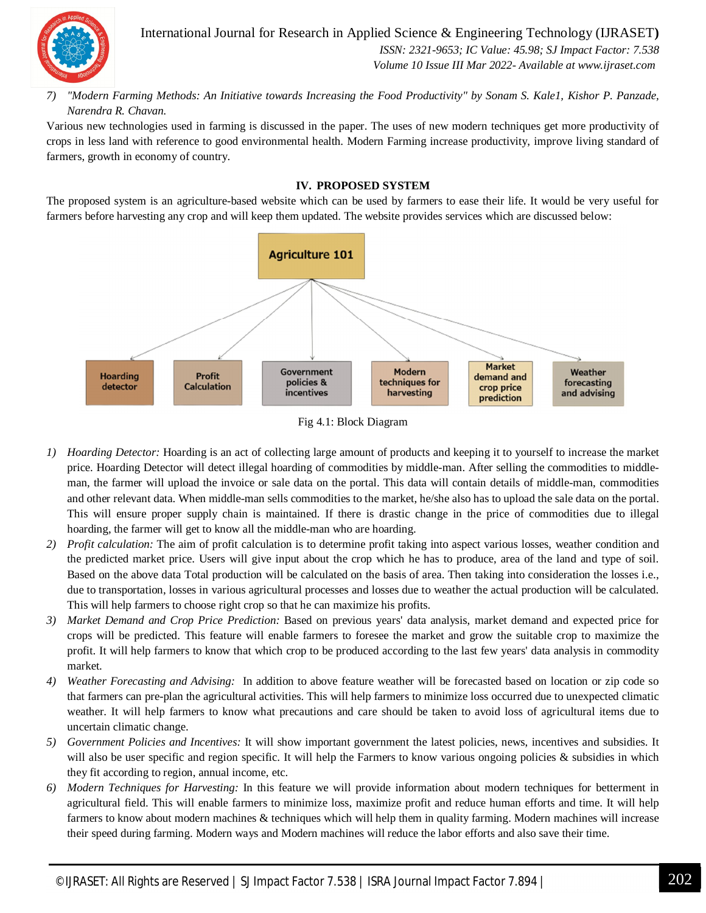7) *"Modern Farming Methods: An Initiative towards Increasing the Food Productivity" by Sonam S. Kale1, Kishor P. Panzade, Narendra R. Chavan.*

Various new technologies used in farming is discussed in the paper. The uses of new modern techniques get more productivity of crops in less land with reference to good environmental health. Modern Farming increase productivity, improve living standard of farmers, growth in economy of country.

## IV. PROPOSED SYSTEM

The proposed system is an agriculture-based website which can be used by farmers to ease their life. It would be very useful for farmers before harvesting any crop and will keep them updated. The website provides services which are discussed below:

Agriculture 101

Hoarding detector | Profit Calculation | Government policies & incentives | Modern techniques for harvesting | Market demand and crop price prediction | Weather forecasting and advising

Fig 4.1: Block Diagram

1) *Hoarding Detector:* Hoarding is an act of collecting large amount of products and keeping it to yourself to increase the market price. Hoarding Detector will detect illegal hoarding of commodities by middle-man. After selling the commodities to middle-man, the farmer will upload the invoice or sale data on the portal. This data will contain details of middle-man, commodities and other relevant data. When middle-man sells commodities to the market, he/she also has to upload the sale data on the portal. This will ensure proper supply chain is maintained. If there is drastic change in the price of commodities due to illegal hoarding, the farmer will get to know all the middle-man who are hoarding.
2) *Profit calculation:* The aim of profit calculation is to determine profit taking into aspect various losses, weather condition and the predicted market price. Users will give input about the crop which he has to produce, area of the land and type of soil. Based on the above data Total production will be calculated on the basis of area. Then taking into consideration the losses i.e., due to transportation, losses in various agricultural processes and losses due to weather the actual production will be calculated. This will help farmers to choose right crop so that he can maximize his profits.
3) *Market Demand and Crop Price Prediction:* Based on previous years' data analysis, market demand and expected price for crops will be predicted. This feature will enable farmers to foresee the market and grow the suitable crop to maximize the profit. It will help farmers to know that which crop to be produced according to the last few years' data analysis in commodity market.
4) *Weather Forecasting and Advising:* In addition to above feature weather will be forecasted based on location or zip code so that farmers can pre-plan the agricultural activities. This will help farmers to minimize loss occurred due to unexpected climatic weather. It will help farmers to know what precautions and care should be taken to avoid loss of agricultural items due to uncertain climatic change.
5) *Government Policies and Incentives:* It will show important government the latest policies, news, incentives and subsidies. It will also be user specific and region specific. It will help the Farmers to know various ongoing policies & subsidies in which they fit according to region, annual income, etc.
6) *Modern Techniques for Harvesting:* In this feature we will provide information about modern techniques for betterment in agricultural field. This will enable farmers to minimize loss, maximize profit and reduce human efforts and time. It will help farmers to know about modern machines & techniques which will help them in quality farming. Modern machines will increase their speed during farming. Modern ways and Modern machines will reduce the labor efforts and also save their time.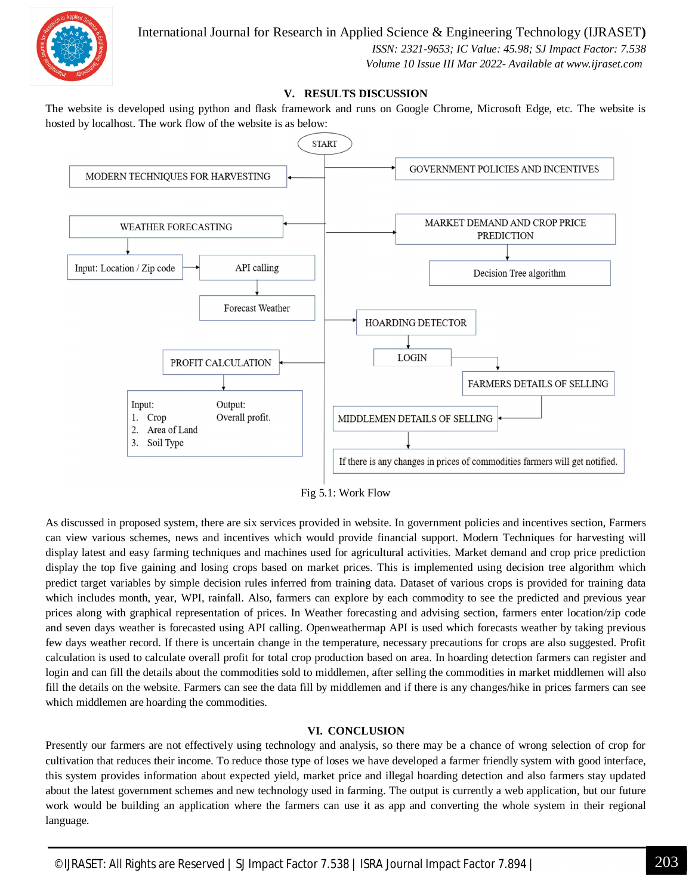## V. RESULTS DISCUSSION

The website is developed using python and flask framework and runs on Google Chrome, Microsoft Edge, etc. The website is hosted by localhost. The work flow of the website is as below:

Fig 5.1: Work Flow

As discussed in proposed system, there are six services provided in website. In government policies and incentives section, Farmers can view various schemes, news and incentives which would provide financial support. Modern Techniques for harvesting will display latest and easy farming techniques and machines used for agricultural activities. Market demand and crop price prediction display the top five gaining and losing crops based on market prices. This is implemented using decision tree algorithm which predict target variables by simple decision rules inferred from training data. Dataset of various crops is provided for training data which includes month, year, WPI, rainfall. Also, farmers can explore by each commodity to see the predicted and previous year prices along with graphical representation of prices. In Weather forecasting and advising section, farmers enter location/zip code and seven days weather is forecasted using API calling. Openweathermap API is used which forecasts weather by taking previous few days weather record. If there is uncertain change in the temperature, necessary precautions for crops are also suggested. Profit calculation is used to calculate overall profit for total crop production based on area. In hoarding detection farmers can register and login and can fill the details about the commodities sold to middlemen, after selling the commodities in market middlemen will also fill the details on the website. Farmers can see the data fill by middlemen and if there is any changes/hike in prices farmers can see which middlemen are hoarding the commodities.

## VI. CONCLUSION

Presently our farmers are not effectively using technology and analysis, so there may be a chance of wrong selection of crop for cultivation that reduces their income. To reduce those type of loses we have developed a farmer friendly system with good interface, this system provides information about expected yield, market price and illegal hoarding detection and also farmers stay updated about the latest government schemes and new technology used in farming. The output is currently a web application, but our future work would be building an application where the farmers can use it as app and converting the whole system in their regional language.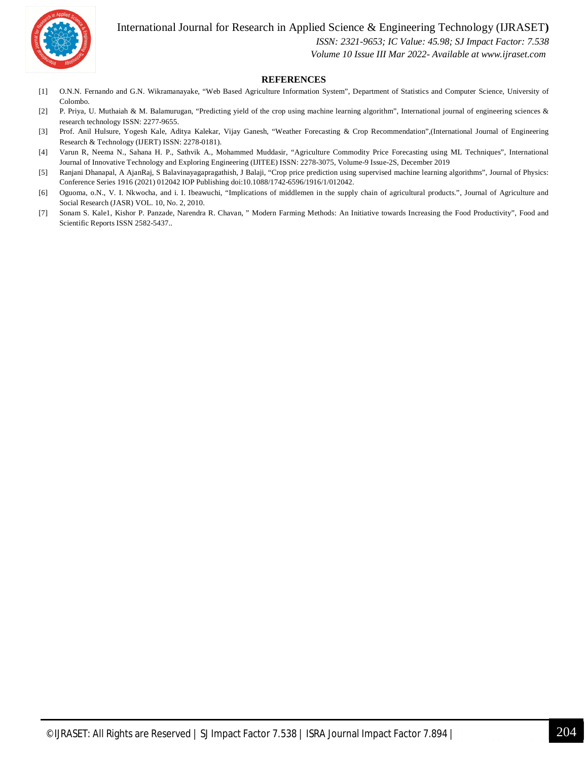## REFERENCES

[1] O.N.N. Fernando and G.N. Wikramanayake, "Web Based Agriculture Information System", Department of Statistics and Computer Science, University of Colombo.

[2] P. Priya, U. Muthaiah & M. Balamurugan, "Predicting yield of the crop using machine learning algorithm", International journal of engineering sciences & research technology ISSN: 2277-9655.

[3] Prof. Anil Hulsure, Yogesh Kale, Aditya Kalekar, Vijay Ganesh, "Weather Forecasting & Crop Recommendation",(International Journal of Engineering Research & Technology (IJERT) ISSN: 2278-0181).

[4] Varun R, Neema N., Sahana H. P., Sathvik A., Mohammed Muddasir, "Agriculture Commodity Price Forecasting using ML Techniques", International Journal of Innovative Technology and Exploring Engineering (IJITEE) ISSN: 2278-3075, Volume-9 Issue-2S, December 2019

[5] Ranjani Dhanapal, A AjanRaj, S Balavinayagapragathish, J Balaji, "Crop price prediction using supervised machine learning algorithms", Journal of Physics: Conference Series 1916 (2021) 012042 IOP Publishing doi:10.1088/1742-6596/1916/1/012042.

[6] Oguoma, o.N., V. I. Nkwocha, and i. I. Ibeawuchi, "Implications of middlemen in the supply chain of agricultural products.", Journal of Agriculture and Social Research (JASR) VOL. 10, No. 2, 2010.

[7] Sonam S. Kale1, Kishor P. Panzade, Narendra R. Chavan, " Modern Farming Methods: An Initiative towards Increasing the Food Productivity", Food and Scientific Reports ISSN 2582-5437..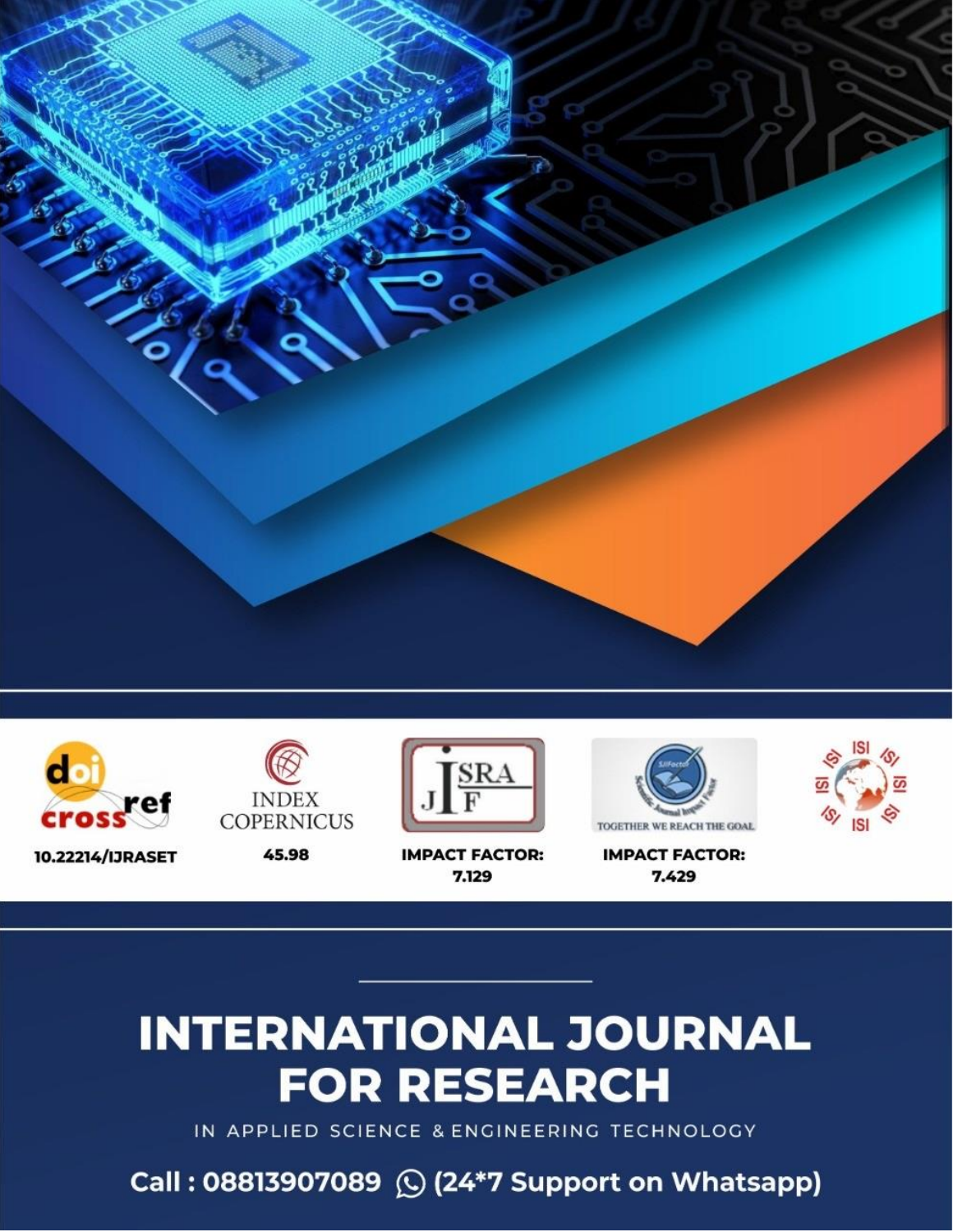10.22214/IJRASET

INDEX COPERNICUS

45.98

IMPACT FACTOR: 7.129

TOGETHER WE REACH THE GOAL

IMPACT FACTOR: 7.429

# INTERNATIONAL JOURNAL FOR RESEARCH

IN APPLIED SCIENCE & ENGINEERING TECHNOLOGY

Call : 08813907089 (24*7 Support on Whatsapp)